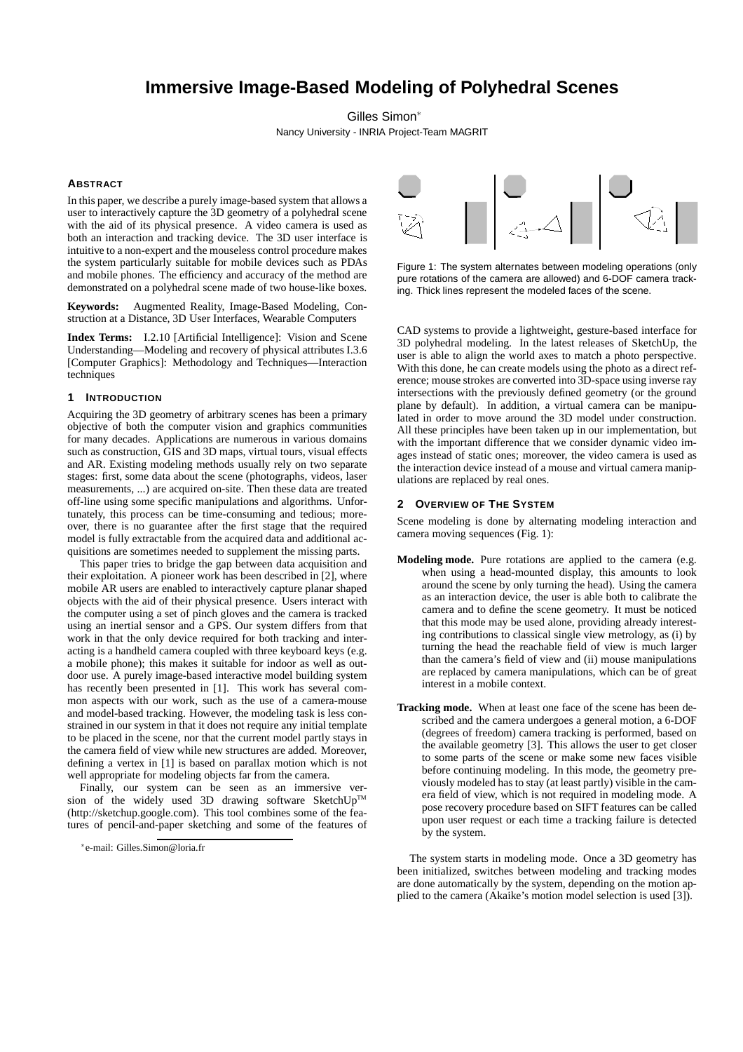# Immersive Image-Based Modeling of Polyhedral Scenes

Gilles Simon*

Nancy University - INRIA Project-Team MAGRIT

## Abstract

In this paper, we describe a purely image-based system that allows a user to interactively capture the 3D geometry of a polyhedral scene with the aid of its physical presence. A video camera is used as both an interaction and tracking device. The 3D user interface is intuitive to a non-expert and the mouseless control procedure makes the system particularly suitable for mobile devices such as PDAs and mobile phones. The efficiency and accuracy of the method are demonstrated on a polyhedral scene made of two house-like boxes.

**Keywords:** Augmented Reality, Image-Based Modeling, Construction at a Distance, 3D User Interfaces, Wearable Computers

**Index Terms:** I.2.10 [Artificial Intelligence]: Vision and Scene Understanding—Modeling and recovery of physical attributes I.3.6 [Computer Graphics]: Methodology and Techniques—Interaction techniques

## 1 Introduction

Acquiring the 3D geometry of arbitrary scenes has been a primary objective of both the computer vision and graphics communities for many decades. Applications are numerous in various domains such as construction, GIS and 3D maps, virtual tours, visual effects and AR. Existing modeling methods usually rely on two separate stages: first, some data about the scene (photographs, videos, laser measurements, ...) are acquired on-site. Then these data are treated off-line using some specific manipulations and algorithms. Unfortunately, this process can be time-consuming and tedious; moreover, there is no guarantee after the first stage that the required model is fully extractable from the acquired data and additional acquisitions are sometimes needed to supplement the missing parts.

This paper tries to bridge the gap between data acquisition and their exploitation. A pioneer work has been described in [2], where mobile AR users are enabled to interactively capture planar shaped objects with the aid of their physical presence. Users interact with the computer using a set of pinch gloves and the camera is tracked using an inertial sensor and a GPS. Our system differs from that work in that the only device required for both tracking and interacting is a handheld camera coupled with three keyboard keys (e.g. a mobile phone); this makes it suitable for indoor as well as outdoor use. A purely image-based interactive model building system has recently been presented in [1]. This work has several common aspects with our work, such as the use of a camera-mouse and model-based tracking. However, the modeling task is less constrained in our system in that it does not require any initial template to be placed in the scene, nor that the current model partly stays in the camera field of view while new structures are added. Moreover, defining a vertex in [1] is based on parallax motion which is not well appropriate for modeling objects far from the camera.

Finally, our system can be seen as an immersive version of the widely used 3D drawing software SketchUp™ (http://sketchup.google.com). This tool combines some of the features of pencil-and-paper sketching and some of the features of CAD systems to provide a lightweight, gesture-based interface for 3D polyhedral modeling. In the latest releases of SketchUp, the user is able to align the world axes to match a photo perspective. With this done, he can create models using the photo as a direct reference; mouse strokes are converted into 3D-space using inverse ray intersections with the previously defined geometry (or the ground plane by default). In addition, a virtual camera can be manipulated in order to move around the 3D model under construction. All these principles have been taken up in our implementation, but with the important difference that we consider dynamic video images instead of static ones; moreover, the video camera is used as the interaction device instead of a mouse and virtual camera manipulations are replaced by real ones.

*e-mail: Gilles.Simon@loria.fr

Figure 1: The system alternates between modeling operations (only pure rotations of the camera are allowed) and 6-DOF camera tracking. Thick lines represent the modeled faces of the scene.

## 2 Overview of the System

Scene modeling is done by alternating modeling interaction and camera moving sequences (Fig. 1):

- **Modeling mode.** Pure rotations are applied to the camera (e.g. when using a head-mounted display, this amounts to look around the scene by only turning the head). Using the camera as an interaction device, the user is able both to calibrate the camera and to define the scene geometry. It must be noticed that this mode may be used alone, providing already interesting contributions to classical single view metrology, as (i) by turning the head the reachable field of view is much larger than the camera's field of view and (ii) mouse manipulations are replaced by camera manipulations, which can be of great interest in a mobile context.
- **Tracking mode.** When at least one face of the scene has been described and the camera undergoes a general motion, a 6-DOF (degrees of freedom) camera tracking is performed, based on the available geometry [3]. This allows the user to get closer to some parts of the scene or make some new faces visible before continuing modeling. In this mode, the geometry previously modeled has to stay (at least partly) visible in the camera field of view, which is not required in modeling mode. A pose recovery procedure based on SIFT features can be called upon user request or each time a tracking failure is detected by the system.

The system starts in modeling mode. Once a 3D geometry has been initialized, switches between modeling and tracking modes are done automatically by the system, depending on the motion applied to the camera (Akaike's motion model selection is used [3]).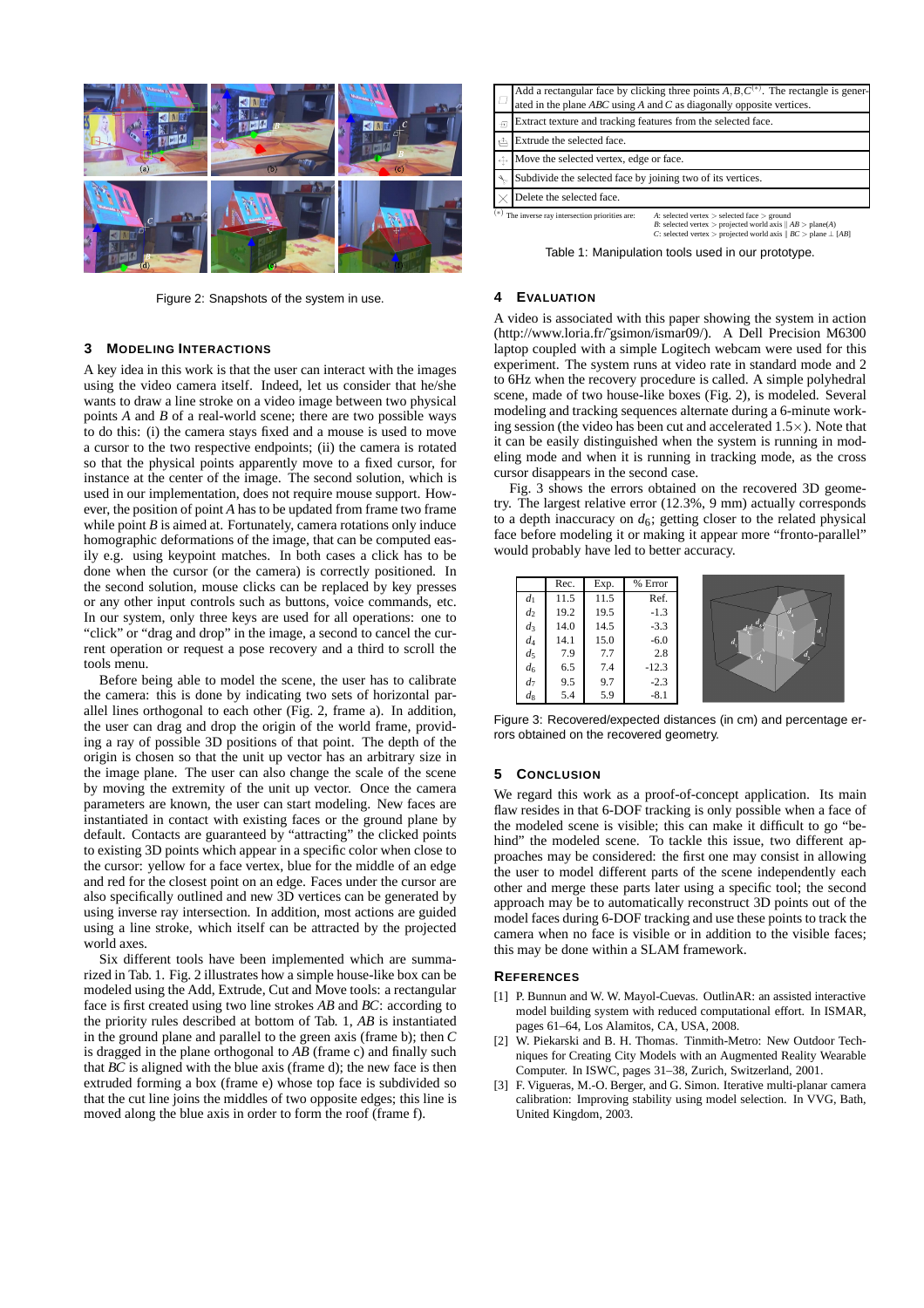Figure 2: Snapshots of the system in use.

## 3 Modeling Interactions

A key idea in this work is that the user can interact with the images using the video camera itself. Indeed, let us consider that he/she wants to draw a line stroke on a video image between two physical points *A* and *B* of a real-world scene; there are two possible ways to do this: (i) the camera stays fixed and a mouse is used to move a cursor to the two respective endpoints; (ii) the camera is rotated so that the physical points apparently move to a fixed cursor, for instance at the center of the image. The second solution, which is used in our implementation, does not require mouse support. However, the position of point *A* has to be updated from frame two frame while point *B* is aimed at. Fortunately, camera rotations only induce homographic deformations of the image, that can be computed easily e.g. using keypoint matches. In both cases a click has to be done when the cursor (or the camera) is correctly positioned. In the second solution, mouse clicks can be replaced by key presses or any other input controls such as buttons, voice commands, etc. In our system, only three keys are used for all operations: one to "click" or "drag and drop" in the image, a second to cancel the current operation or request a pose recovery and a third to scroll the tools menu.

Before being able to model the scene, the user has to calibrate the camera: this is done by indicating two sets of horizontal parallel lines orthogonal to each other (Fig. 2, frame a). In addition, the user can drag and drop the origin of the world frame, providing a ray of possible 3D positions of that point. The depth of the origin is chosen so that the unit up vector has an arbitrary size in the image plane. The user can also change the scale of the scene by moving the extremity of the unit up vector. Once the camera parameters are known, the user can start modeling. New faces are instantiated in contact with existing faces or the ground plane by default. Contacts are guaranteed by "attracting" the clicked points to existing 3D points which appear in a specific color when close to the cursor: yellow for a face vertex, blue for the middle of an edge and red for the closest point on an edge. Faces under the cursor are also specifically outlined and new 3D vertices can be generated by using inverse ray intersection. In addition, most actions are guided using a line stroke, which itself can be attracted by the projected world axes.

Six different tools have been implemented which are summarized in Tab. 1. Fig. 2 illustrates how a simple house-like box can be modeled using the Add, Extrude, Cut and Move tools: a rectangular face is first created using two line strokes *AB* and *BC*: according to the priority rules described at bottom of Tab. 1, *AB* is instantiated in the ground plane and parallel to the green axis (frame b); then *C* is dragged in the plane orthogonal to *AB* (frame c) and finally such that *BC* is aligned with the blue axis (frame d); the new face is then extruded forming a box (frame e) whose top face is subdivided so that the cut line joins the middles of two opposite edges; this line is moved along the blue axis in order to form the roof (frame f).

| | |
|---|---|
| | Add a rectangular face by clicking three points $A,B,C^{(*)}$. The rectangle is generated in the plane *ABC* using *A* and *C* as diagonally opposite vertices. |
| | Extract texture and tracking features from the selected face. |
| | Extrude the selected face. |
| | Move the selected vertex, edge or face. |
| | Subdivide the selected face by joining two of its vertices. |
| | Delete the selected face. |

(*) The inverse ray intersection priorities are:
*A*: selected vertex > selected face > ground
*B*: selected vertex > projected world axis ∥ *AB* > plane(*A*)
*C*: selected vertex > projected world axis ∥ *BC* > plane ⊥ [*AB*]

Table 1: Manipulation tools used in our prototype.

## 4 Evaluation

A video is associated with this paper showing the system in action (http://www.loria.fr/~gsimon/ismar09/). A Dell Precision M6300 laptop coupled with a simple Logitech webcam were used for this experiment. The system runs at video rate in standard mode and 2 to 6Hz when the recovery procedure is called. A simple polyhedral scene, made of two house-like boxes (Fig. 2), is modeled. Several modeling and tracking sequences alternate during a 6-minute working session (the video has been cut and accelerated 1.5×). Note that it can be easily distinguished when the system is running in modeling mode and when it is running in tracking mode, as the cross cursor disappears in the second case.

Fig. 3 shows the errors obtained on the recovered 3D geometry. The largest relative error (12.3%, 9 mm) actually corresponds to a depth inaccuracy on $d_6$; getting closer to the related physical face before modeling it or making it appear more "fronto-parallel" would probably have led to better accuracy.

| | Rec. | Exp. | % Error |
|---|---|---|---|
| $d_1$ | 11.5 | 11.5 | Ref. |
| $d_2$ | 19.2 | 19.5 | -1.3 |
| $d_3$ | 14.0 | 14.5 | -3.3 |
| $d_4$ | 14.1 | 15.0 | -6.0 |
| $d_5$ | 7.9 | 7.7 | 2.8 |
| $d_6$ | 6.5 | 7.4 | -12.3 |
| $d_7$ | 9.5 | 9.7 | -2.3 |
| $d_8$ | 5.4 | 5.9 | -8.1 |

Figure 3: Recovered/expected distances (in cm) and percentage errors obtained on the recovered geometry.

## 5 Conclusion

We regard this work as a proof-of-concept application. Its main flaw resides in that 6-DOF tracking is only possible when a face of the modeled scene is visible; this can make it difficult to go "behind" the modeled scene. To tackle this issue, two different approaches may be considered: the first one may consist in allowing the user to model different parts of the scene independently each other and merge these parts later using a specific tool; the second approach may be to automatically reconstruct 3D points out of the model faces during 6-DOF tracking and use these points to track the camera when no face is visible or in addition to the visible faces; this may be done within a SLAM framework.

## References

[1] P. Bunnun and W. W. Mayol-Cuevas. OutlinAR: an assisted interactive model building system with reduced computational effort. In ISMAR, pages 61–64, Los Alamitos, CA, USA, 2008.

[2] W. Piekarski and B. H. Thomas. Tinmith-Metro: New Outdoor Techniques for Creating City Models with an Augmented Reality Wearable Computer. In ISWC, pages 31–38, Zurich, Switzerland, 2001.

[3] F. Vigueras, M.-O. Berger, and G. Simon. Iterative multi-planar camera calibration: Improving stability using model selection. In VVG, Bath, United Kingdom, 2003.